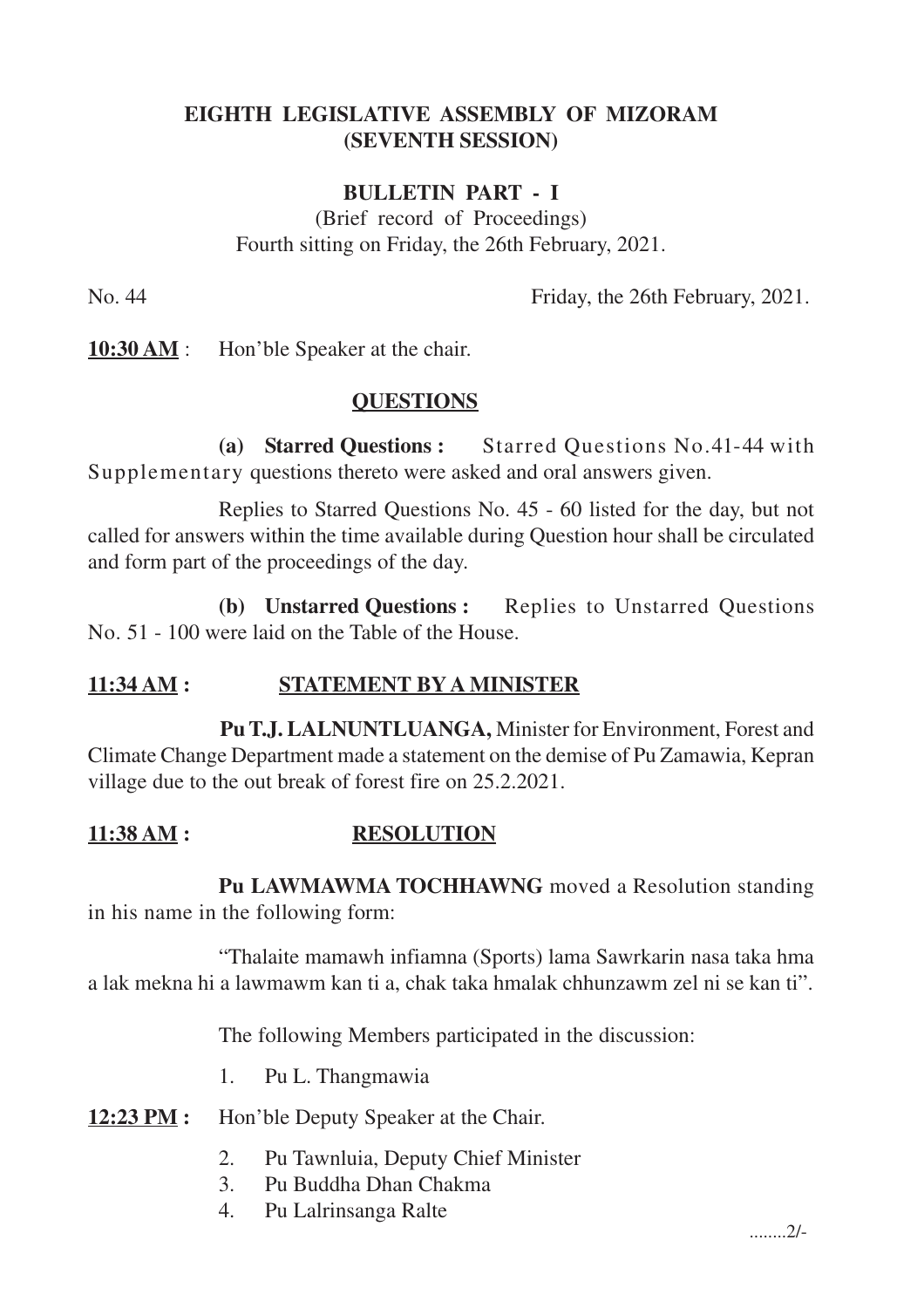# EIGHTH LEGISLATIVE ASSEMBLY OF MIZORAM
## (SEVENTH SESSION)

### BULLETIN PART - I

(Brief record of Proceedings)
Fourth sitting on Friday, the 26th February, 2021.

No. 44 Friday, the 26th February, 2021.

**10:30 AM** : Hon'ble Speaker at the chair.

**QUESTIONS**

**(a) Starred Questions :** Starred Questions No.41-44 with Supplementary questions thereto were asked and oral answers given.

Replies to Starred Questions No. 45 - 60 listed for the day, but not called for answers within the time available during Question hour shall be circulated and form part of the proceedings of the day.

**(b) Unstarred Questions :** Replies to Unstarred Questions No. 51 - 100 were laid on the Table of the House.

**11:34 AM : STATEMENT BY A MINISTER**

**Pu T.J. LALNUNTLUANGA,** Minister for Environment, Forest and Climate Change Department made a statement on the demise of Pu Zamawia, Kepran village due to the out break of forest fire on 25.2.2021.

**11:38 AM : RESOLUTION**

**Pu LAWMAWMA TOCHHAWNG** moved a Resolution standing in his name in the following form:

"Thalaite mamawh infiamna (Sports) lama Sawrkarin nasa taka hma a lak mekna hi a lawmawm kan ti a, chak taka hmalak chhunzawm zel ni se kan ti".

The following Members participated in the discussion:

1. Pu L. Thangmawia

**12:23 PM :** Hon'ble Deputy Speaker at the Chair.

2. Pu Tawnluia, Deputy Chief Minister
3. Pu Buddha Dhan Chakma
4. Pu Lalrinsanga Ralte

........2/-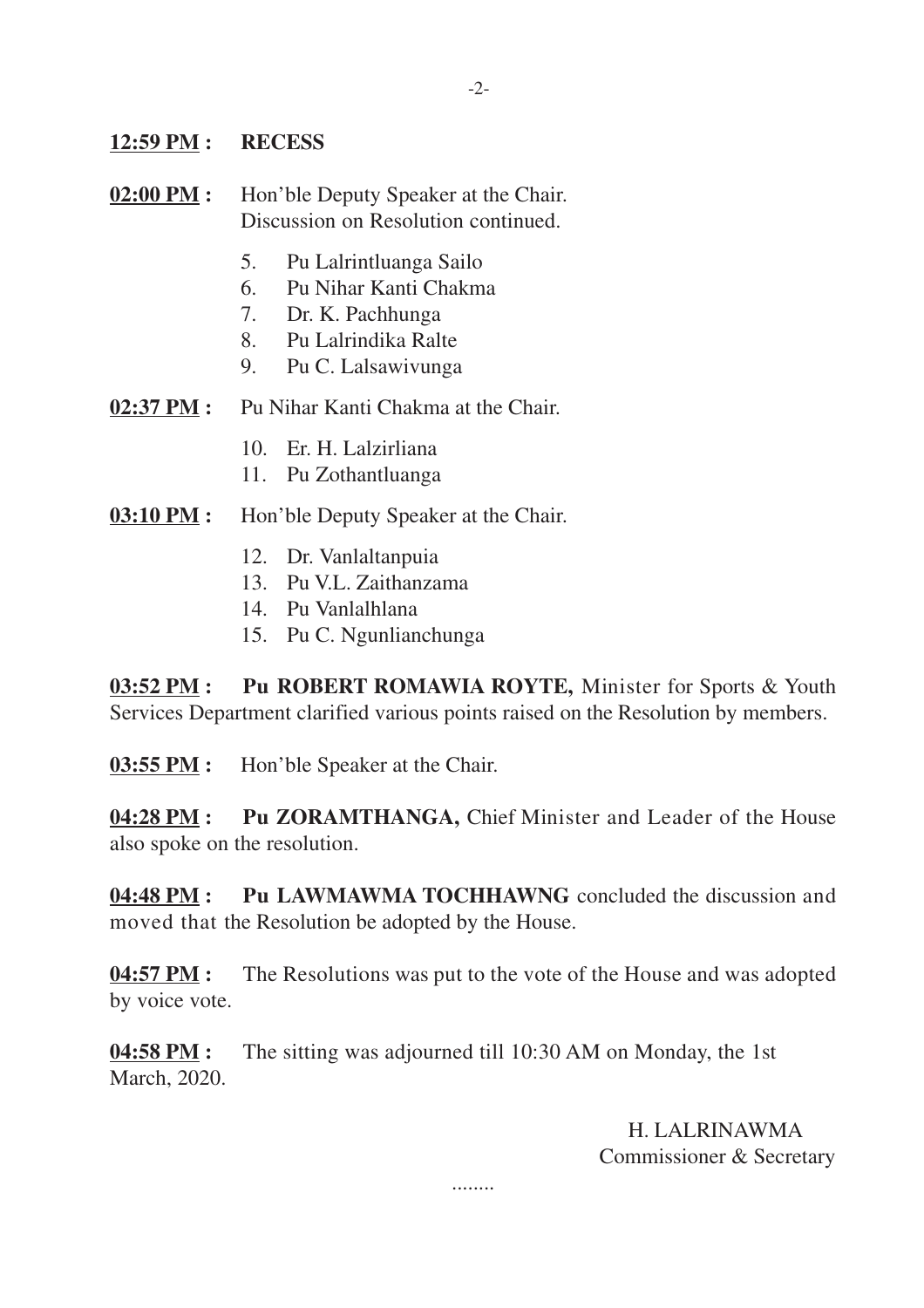**12:59 PM :** **RECESS**

**02:00 PM :** Hon'ble Deputy Speaker at the Chair.
Discussion on Resolution continued.

5. Pu Lalrintluanga Sailo
6. Pu Nihar Kanti Chakma
7. Dr. K. Pachhunga
8. Pu Lalrindika Ralte
9. Pu C. Lalsawivunga

**02:37 PM :** Pu Nihar Kanti Chakma at the Chair.

10. Er. H. Lalzirliana
11. Pu Zothantluanga

**03:10 PM :** Hon'ble Deputy Speaker at the Chair.

12. Dr. Vanlaltanpuia
13. Pu V.L. Zaithanzama
14. Pu Vanlalhlana
15. Pu C. Ngunlianchunga

**03:52 PM :** **Pu ROBERT ROMAWIA ROYTE,** Minister for Sports & Youth Services Department clarified various points raised on the Resolution by members.

**03:55 PM :** Hon'ble Speaker at the Chair.

**04:28 PM :** **Pu ZORAMTHANGA,** Chief Minister and Leader of the House also spoke on the resolution.

**04:48 PM :** **Pu LAWMAWMA TOCHHAWNG** concluded the discussion and moved that the Resolution be adopted by the House.

**04:57 PM :** The Resolutions was put to the vote of the House and was adopted by voice vote.

**04:58 PM :** The sitting was adjourned till 10:30 AM on Monday, the 1st March, 2020.

H. LALRINAWMA
Commissioner & Secretary

........